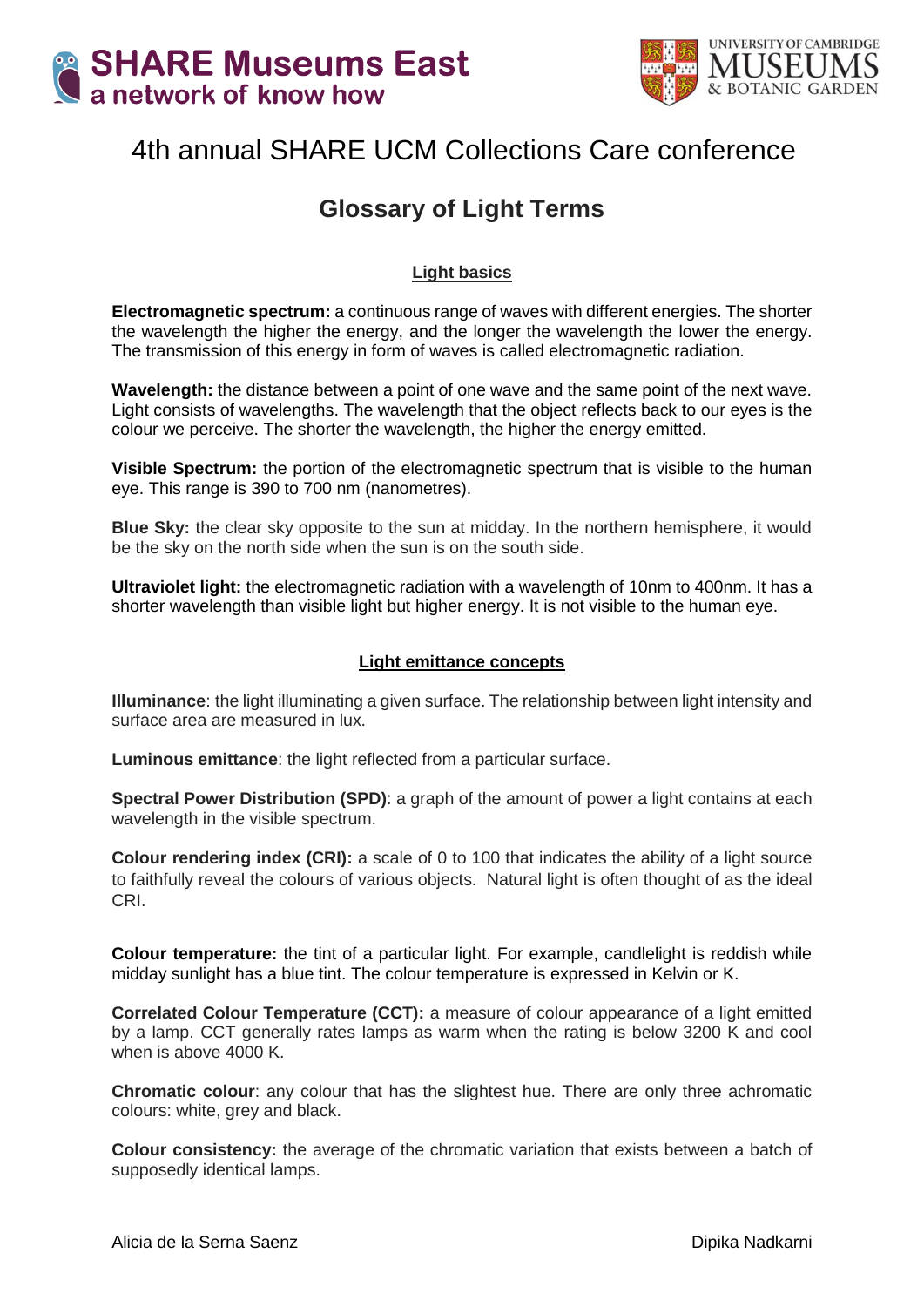SHARE Museums East
a network of know how

UNIVERSITY OF CAMBRIDGE MUSEUMS & BOTANIC GARDEN

# 4th annual SHARE UCM Collections Care conference

## Glossary of Light Terms

### Light basics

**Electromagnetic spectrum:** a continuous range of waves with different energies. The shorter the wavelength the higher the energy, and the longer the wavelength the lower the energy. The transmission of this energy in form of waves is called electromagnetic radiation.

**Wavelength:** the distance between a point of one wave and the same point of the next wave. Light consists of wavelengths. The wavelength that the object reflects back to our eyes is the colour we perceive. The shorter the wavelength, the higher the energy emitted.

**Visible Spectrum:** the portion of the electromagnetic spectrum that is visible to the human eye. This range is 390 to 700 nm (nanometres).

**Blue Sky:** the clear sky opposite to the sun at midday. In the northern hemisphere, it would be the sky on the north side when the sun is on the south side.

**Ultraviolet light:** the electromagnetic radiation with a wavelength of 10nm to 400nm. It has a shorter wavelength than visible light but higher energy. It is not visible to the human eye.

### Light emittance concepts

**Illuminance**: the light illuminating a given surface. The relationship between light intensity and surface area are measured in lux.

**Luminous emittance**: the light reflected from a particular surface.

**Spectral Power Distribution (SPD)**: a graph of the amount of power a light contains at each wavelength in the visible spectrum.

**Colour rendering index (CRI):** a scale of 0 to 100 that indicates the ability of a light source to faithfully reveal the colours of various objects. Natural light is often thought of as the ideal CRI.

**Colour temperature:** the tint of a particular light. For example, candlelight is reddish while midday sunlight has a blue tint. The colour temperature is expressed in Kelvin or K.

**Correlated Colour Temperature (CCT):** a measure of colour appearance of a light emitted by a lamp. CCT generally rates lamps as warm when the rating is below 3200 K and cool when is above 4000 K.

**Chromatic colour**: any colour that has the slightest hue. There are only three achromatic colours: white, grey and black.

**Colour consistency:** the average of the chromatic variation that exists between a batch of supposedly identical lamps.

Alicia de la Serna Saenz — Dipika Nadkarni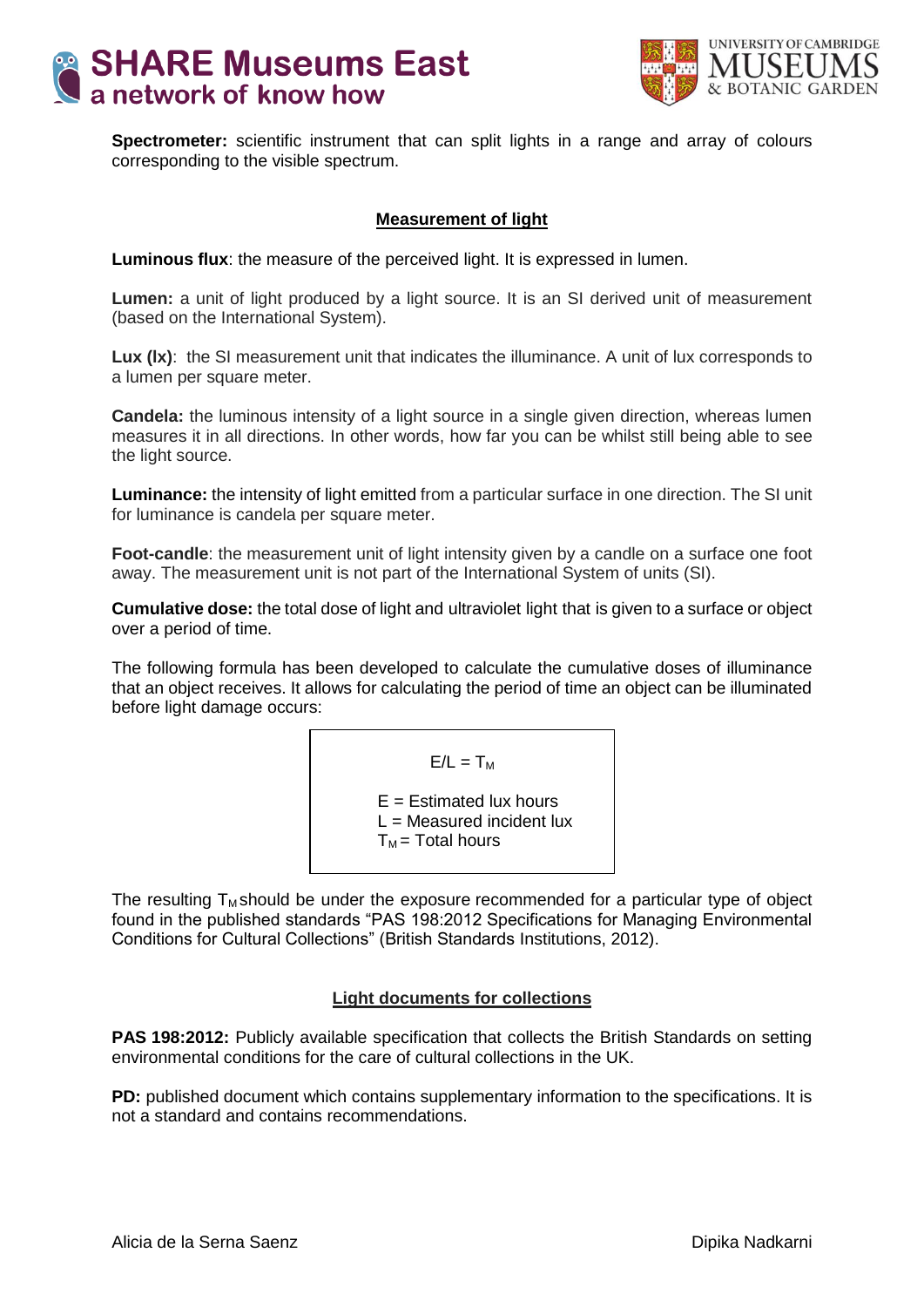**Spectrometer:** scientific instrument that can split lights in a range and array of colours corresponding to the visible spectrum.

## Measurement of light

**Luminous flux**: the measure of the perceived light. It is expressed in lumen.

**Lumen:** a unit of light produced by a light source. It is an SI derived unit of measurement (based on the International System).

**Lux (lx)**: the SI measurement unit that indicates the illuminance. A unit of lux corresponds to a lumen per square meter.

**Candela:** the luminous intensity of a light source in a single given direction, whereas lumen measures it in all directions. In other words, how far you can be whilst still being able to see the light source.

**Luminance:** the intensity of light emitted from a particular surface in one direction. The SI unit for luminance is candela per square meter.

**Foot-candle**: the measurement unit of light intensity given by a candle on a surface one foot away. The measurement unit is not part of the International System of units (SI).

**Cumulative dose:** the total dose of light and ultraviolet light that is given to a surface or object over a period of time.

The following formula has been developed to calculate the cumulative doses of illuminance that an object receives. It allows for calculating the period of time an object can be illuminated before light damage occurs:

$$E/L = T_M$$

E = Estimated lux hours
L = Measured incident lux
$T_M$ = Total hours

The resulting $T_M$ should be under the exposure recommended for a particular type of object found in the published standards "PAS 198:2012 Specifications for Managing Environmental Conditions for Cultural Collections" (British Standards Institutions, 2012).

## Light documents for collections

**PAS 198:2012:** Publicly available specification that collects the British Standards on setting environmental conditions for the care of cultural collections in the UK.

**PD:** published document which contains supplementary information to the specifications. It is not a standard and contains recommendations.